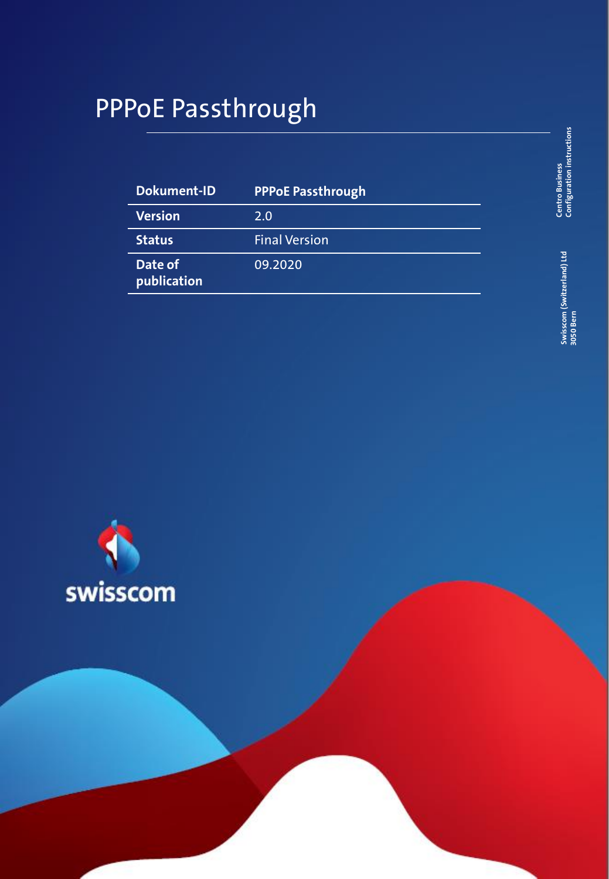# PPPoE Passthrough

| Dokument-ID | PPPoE Passthrough |
| --- | --- |
| Version | 2.0 |
| Status | Final Version |
| Date of publication | 09.2020 |

Centro Business
Configuration instructions

Swisscom (Switzerland) Ltd
3050 Bern

swisscom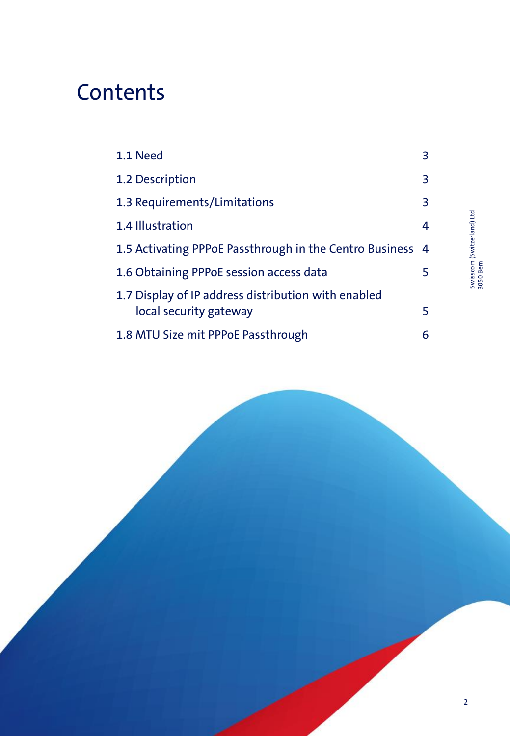# Contents

| | |
|---|---|
| 1.1 Need | 3 |
| 1.2 Description | 3 |
| 1.3 Requirements/Limitations | 3 |
| 1.4 Illustration | 4 |
| 1.5 Activating PPPoE Passthrough in the Centro Business | 4 |
| 1.6 Obtaining PPPoE session access data | 5 |
| 1.7 Display of IP address distribution with enabled local security gateway | 5 |
| 1.8 MTU Size mit PPPoE Passthrough | 6 |

Swisscom (Switzerland) Ltd
3050 Bern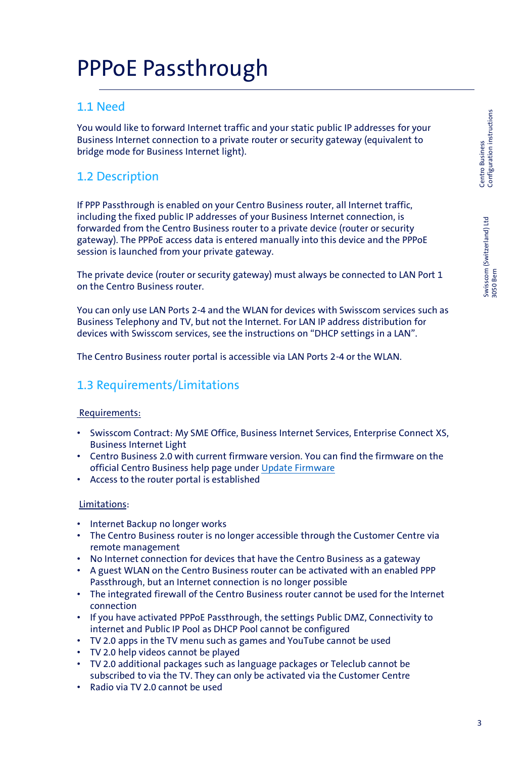# PPPoE Passthrough

## 1.1 Need

You would like to forward Internet traffic and your static public IP addresses for your Business Internet connection to a private router or security gateway (equivalent to bridge mode for Business Internet light).

## 1.2 Description

If PPP Passthrough is enabled on your Centro Business router, all Internet traffic, including the fixed public IP addresses of your Business Internet connection, is forwarded from the Centro Business router to a private device (router or security gateway). The PPPoE access data is entered manually into this device and the PPPoE session is launched from your private gateway.

The private device (router or security gateway) must always be connected to LAN Port 1 on the Centro Business router.

You can only use LAN Ports 2-4 and the WLAN for devices with Swisscom services such as Business Telephony and TV, but not the Internet. For LAN IP address distribution for devices with Swisscom services, see the instructions on "DHCP settings in a LAN".

The Centro Business router portal is accessible via LAN Ports 2-4 or the WLAN.

## 1.3 Requirements/Limitations

Requirements:

- Swisscom Contract: My SME Office, Business Internet Services, Enterprise Connect XS, Business Internet Light
- Centro Business 2.0 with current firmware version. You can find the firmware on the official Centro Business help page under Update Firmware
- Access to the router portal is established

Limitations:

- Internet Backup no longer works
- The Centro Business router is no longer accessible through the Customer Centre via remote management
- No Internet connection for devices that have the Centro Business as a gateway
- A guest WLAN on the Centro Business router can be activated with an enabled PPP Passthrough, but an Internet connection is no longer possible
- The integrated firewall of the Centro Business router cannot be used for the Internet connection
- If you have activated PPPoE Passthrough, the settings Public DMZ, Connectivity to internet and Public IP Pool as DHCP Pool cannot be configured
- TV 2.0 apps in the TV menu such as games and YouTube cannot be used
- TV 2.0 help videos cannot be played
- TV 2.0 additional packages such as language packages or Teleclub cannot be subscribed to via the TV. They can only be activated via the Customer Centre
- Radio via TV 2.0 cannot be used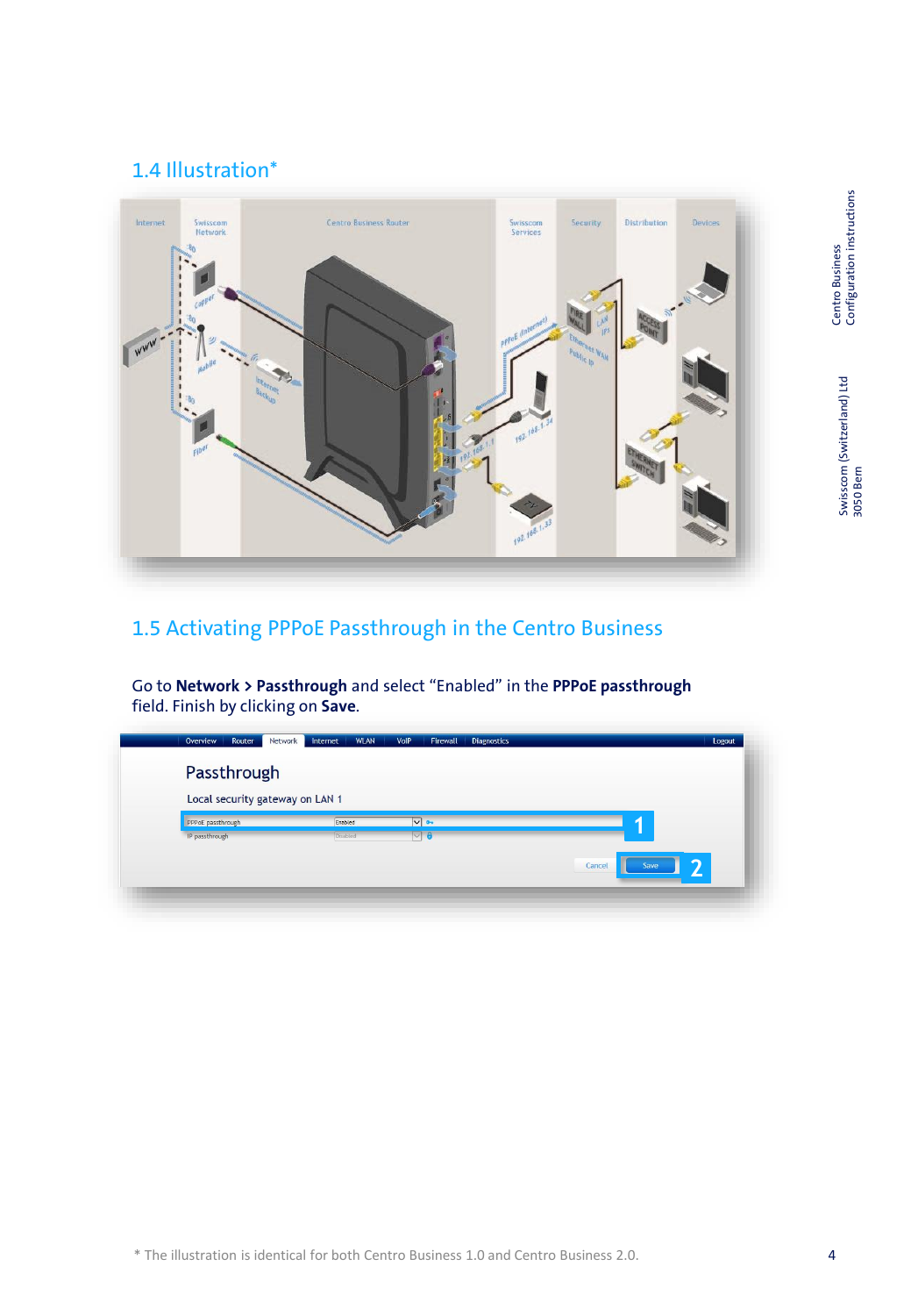## 1.4 Illustration*

## 1.5 Activating PPPoE Passthrough in the Centro Business

Go to **Network > Passthrough** and select “Enabled” in the **PPPoE passthrough** field. Finish by clicking on **Save**.

* The illustration is identical for both Centro Business 1.0 and Centro Business 2.0.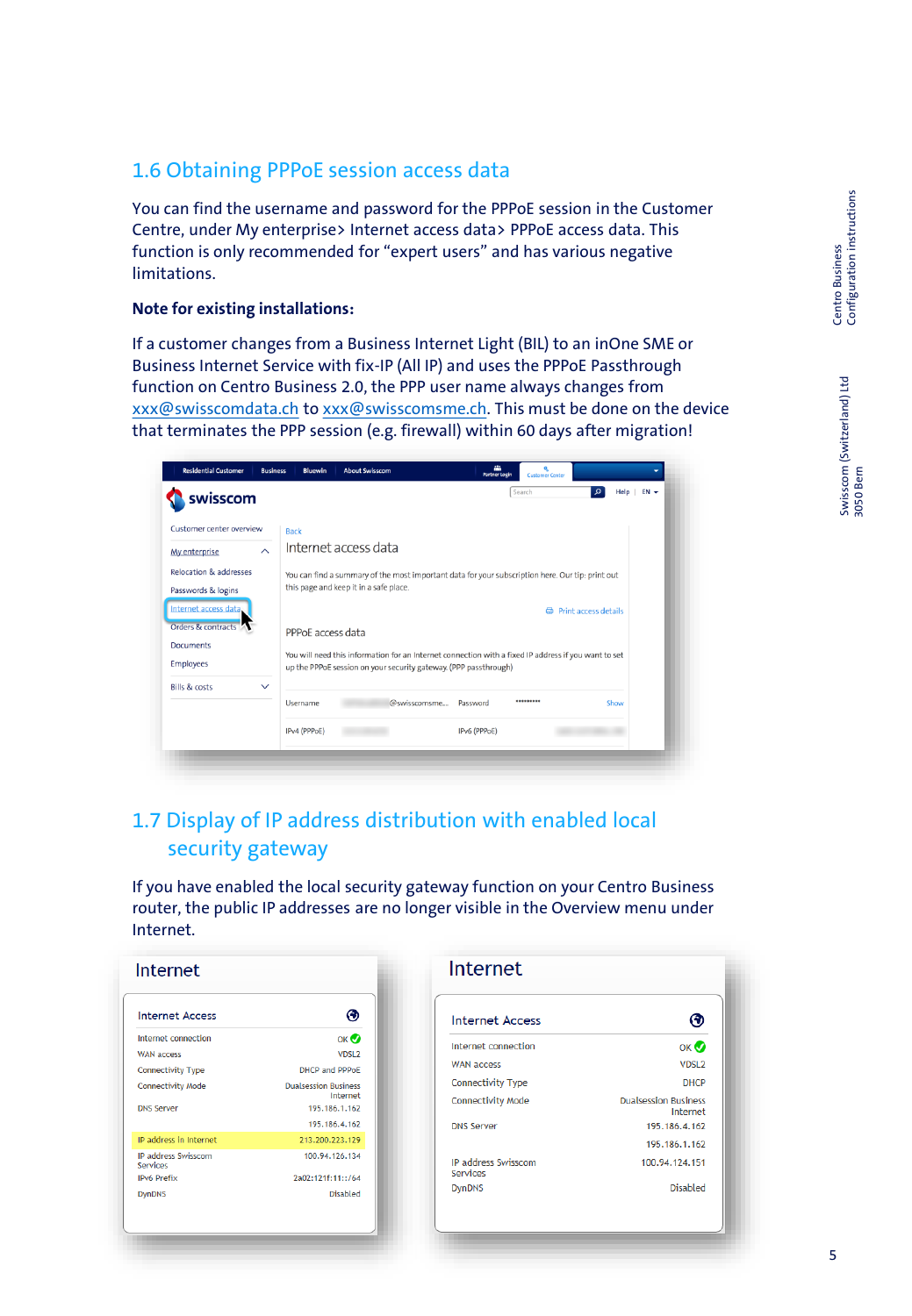## 1.6 Obtaining PPPoE session access data

You can find the username and password for the PPPoE session in the Customer Centre, under My enterprise> Internet access data> PPPoE access data. This function is only recommended for "expert users" and has various negative limitations.

**Note for existing installations:**

If a customer changes from a Business Internet Light (BIL) to an inOne SME or Business Internet Service with fix-IP (All IP) and uses the PPPoE Passthrough function on Centro Business 2.0, the PPP user name always changes from xxx@swisscomdata.ch to xxx@swisscomsme.ch. This must be done on the device that terminates the PPP session (e.g. firewall) within 60 days after migration!

## 1.7 Display of IP address distribution with enabled local security gateway

If you have enabled the local security gateway function on your Centro Business router, the public IP addresses are no longer visible in the Overview menu under Internet.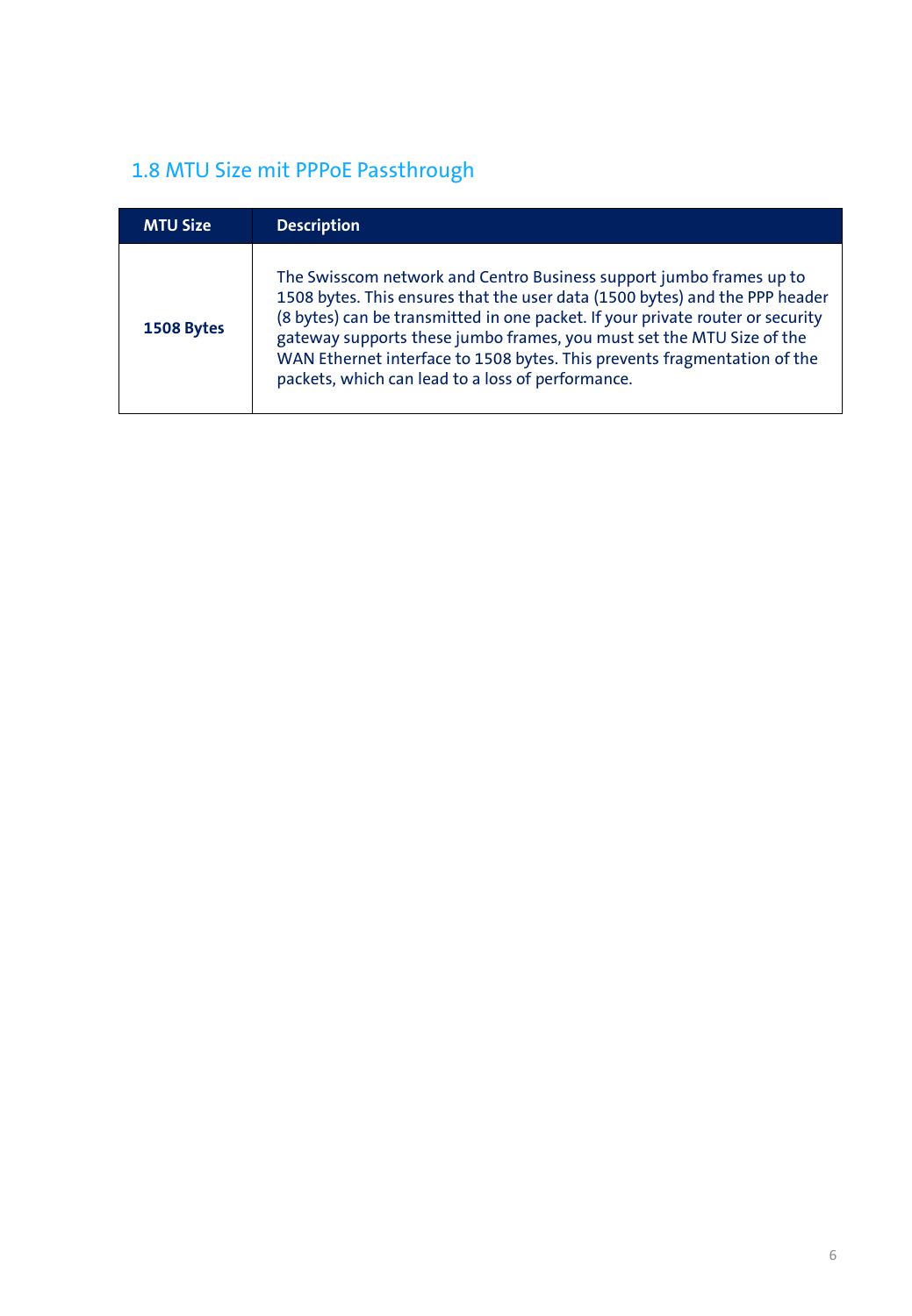## 1.8 MTU Size mit PPPoE Passthrough

| MTU Size | Description |
|---|---|
| **1508 Bytes** | The Swisscom network and Centro Business support jumbo frames up to 1508 bytes. This ensures that the user data (1500 bytes) and the PPP header (8 bytes) can be transmitted in one packet. If your private router or security gateway supports these jumbo frames, you must set the MTU Size of the WAN Ethernet interface to 1508 bytes. This prevents fragmentation of the packets, which can lead to a loss of performance. |